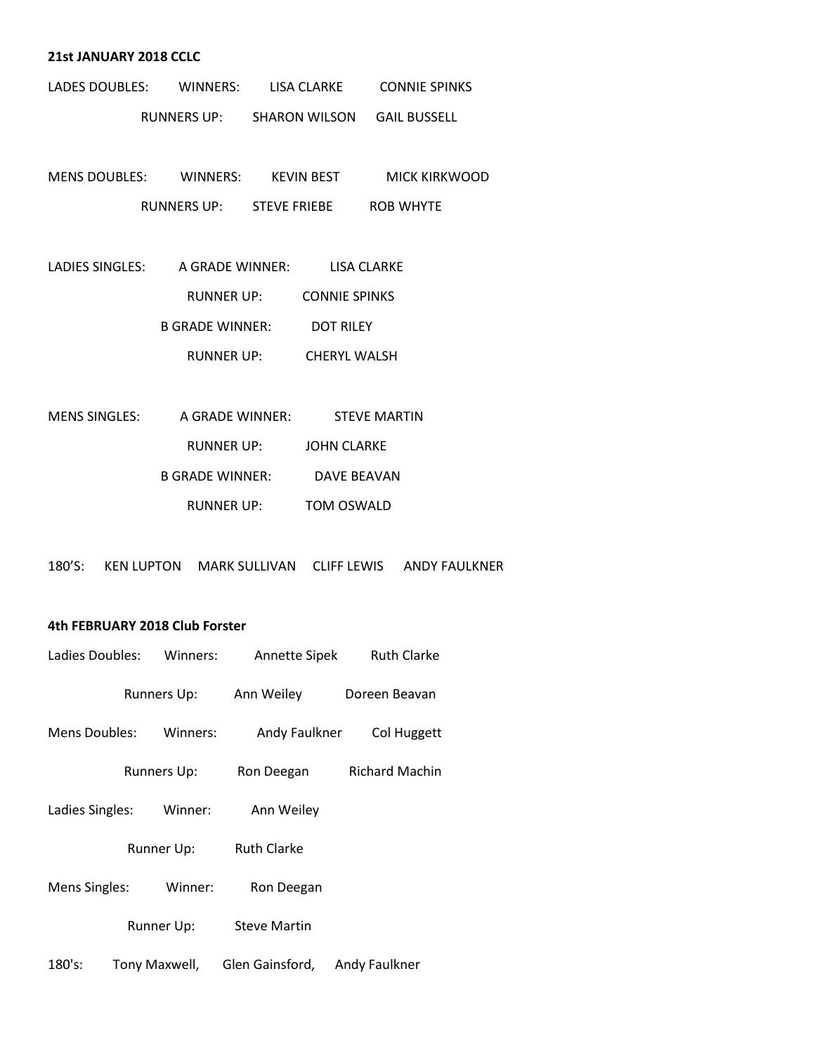**21st JANUARY 2018 CCLC**

LADES DOUBLES: WINNERS: LISA CLARKE CONNIE SPINKS

RUNNERS UP: SHARON WILSON GAIL BUSSELL

MENS DOUBLES: WINNERS: KEVIN BEST MICK KIRKWOOD

RUNNERS UP: STEVE FRIEBE ROB WHYTE

LADIES SINGLES: A GRADE WINNER: LISA CLARKE

RUNNER UP: CONNIE SPINKS

B GRADE WINNER: DOT RILEY

RUNNER UP: CHERYL WALSH

MENS SINGLES: A GRADE WINNER: STEVE MARTIN

RUNNER UP: JOHN CLARKE

B GRADE WINNER: DAVE BEAVAN

RUNNER UP: TOM OSWALD

180'S: KEN LUPTON MARK SULLIVAN CLIFF LEWIS ANDY FAULKNER

**4th FEBRUARY 2018 Club Forster**

Ladies Doubles: Winners: Annette Sipek Ruth Clarke

Runners Up: Ann Weiley Doreen Beavan

Mens Doubles: Winners: Andy Faulkner Col Huggett

Runners Up: Ron Deegan Richard Machin

Ladies Singles: Winner: Ann Weiley

Runner Up: Ruth Clarke

Mens Singles: Winner: Ron Deegan

Runner Up: Steve Martin

180's: Tony Maxwell, Glen Gainsford, Andy Faulkner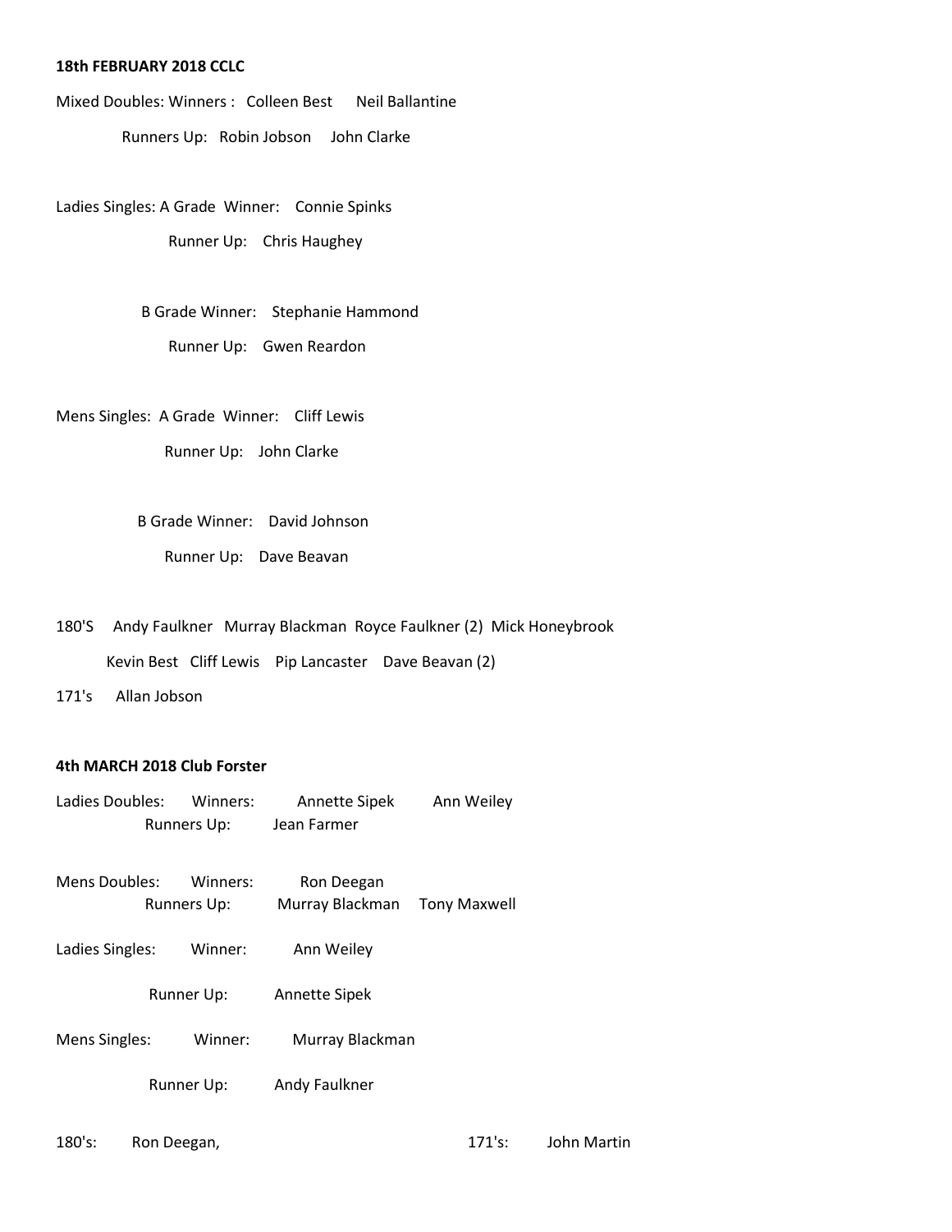**18th FEBRUARY 2018 CCLC**

Mixed Doubles: Winners : Colleen Best Neil Ballantine

Runners Up: Robin Jobson John Clarke

Ladies Singles: A Grade Winner: Connie Spinks

Runner Up: Chris Haughey

B Grade Winner: Stephanie Hammond

Runner Up: Gwen Reardon

Mens Singles: A Grade Winner: Cliff Lewis

Runner Up: John Clarke

B Grade Winner: David Johnson

Runner Up: Dave Beavan

180'S Andy Faulkner Murray Blackman Royce Faulkner (2) Mick Honeybrook

Kevin Best Cliff Lewis Pip Lancaster Dave Beavan (2)

171's Allan Jobson

**4th MARCH 2018 Club Forster**

Ladies Doubles: Winners: Annette Sipek Ann Weiley

Runners Up: Jean Farmer

Mens Doubles: Winners: Ron Deegan

Runners Up: Murray Blackman Tony Maxwell

Ladies Singles: Winner: Ann Weiley

Runner Up: Annette Sipek

Mens Singles: Winner: Murray Blackman

Runner Up: Andy Faulkner

180's: Ron Deegan,

171's: John Martin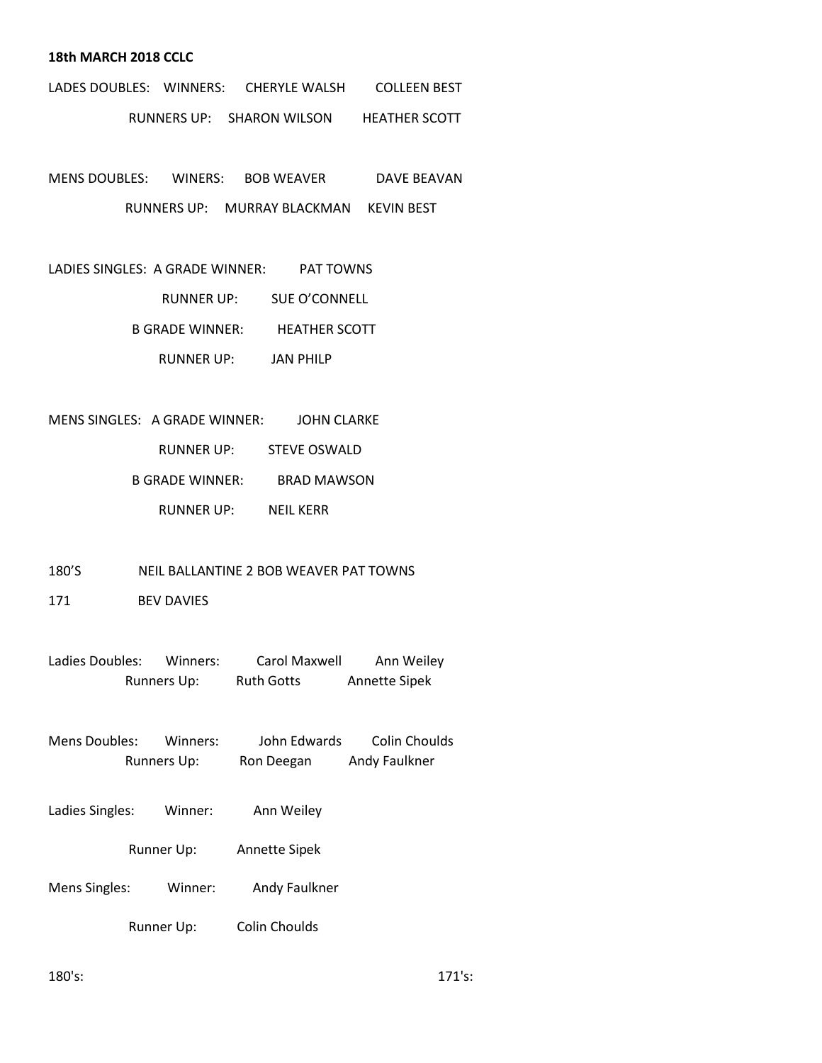**18th MARCH 2018 CCLC**

LADES DOUBLES: WINNERS: CHERYLE WALSH COLLEEN BEST

RUNNERS UP: SHARON WILSON HEATHER SCOTT

MENS DOUBLES: WINERS: BOB WEAVER DAVE BEAVAN

RUNNERS UP: MURRAY BLACKMAN KEVIN BEST

LADIES SINGLES: A GRADE WINNER: PAT TOWNS

RUNNER UP: SUE O'CONNELL

B GRADE WINNER: HEATHER SCOTT

RUNNER UP: JAN PHILP

MENS SINGLES: A GRADE WINNER: JOHN CLARKE

RUNNER UP: STEVE OSWALD

B GRADE WINNER: BRAD MAWSON

RUNNER UP: NEIL KERR

180'S NEIL BALLANTINE 2 BOB WEAVER PAT TOWNS

171 BEV DAVIES

Ladies Doubles: Winners: Carol Maxwell Ann Weiley

Runners Up: Ruth Gotts Annette Sipek

Mens Doubles: Winners: John Edwards Colin Choulds

Runners Up: Ron Deegan Andy Faulkner

Ladies Singles: Winner: Ann Weiley

Runner Up: Annette Sipek

Mens Singles: Winner: Andy Faulkner

Runner Up: Colin Choulds

180's: 171's: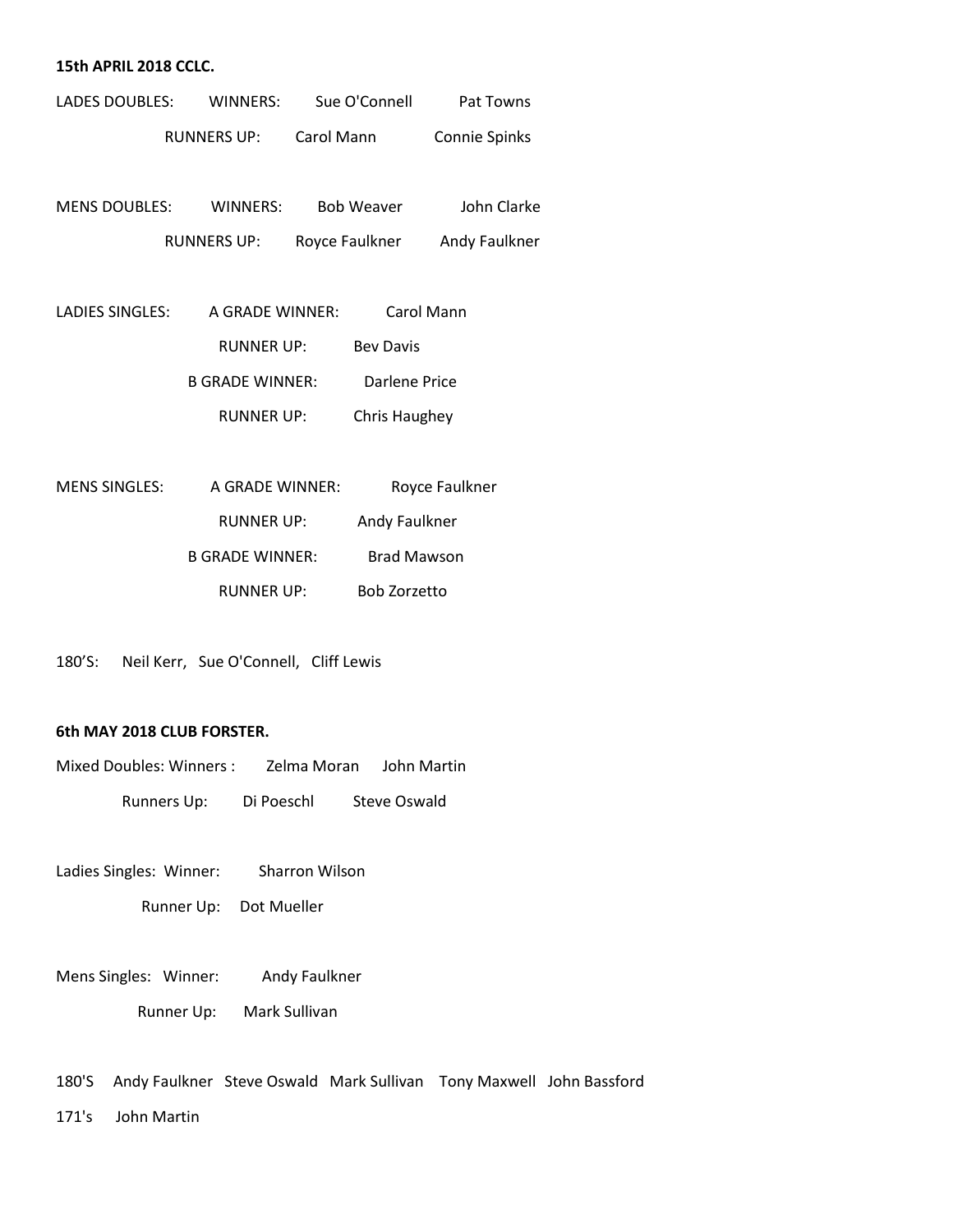**15th APRIL 2018 CCLC.**

LADES DOUBLES: WINNERS: Sue O'Connell Pat Towns

RUNNERS UP: Carol Mann Connie Spinks

MENS DOUBLES: WINNERS: Bob Weaver John Clarke

RUNNERS UP: Royce Faulkner Andy Faulkner

LADIES SINGLES: A GRADE WINNER: Carol Mann

RUNNER UP: Bev Davis

B GRADE WINNER: Darlene Price

RUNNER UP: Chris Haughey

MENS SINGLES: A GRADE WINNER: Royce Faulkner

RUNNER UP: Andy Faulkner

B GRADE WINNER: Brad Mawson

RUNNER UP: Bob Zorzetto

180'S: Neil Kerr, Sue O'Connell, Cliff Lewis

**6th MAY 2018 CLUB FORSTER.**

Mixed Doubles: Winners : Zelma Moran John Martin

Runners Up: Di Poeschl Steve Oswald

Ladies Singles: Winner: Sharron Wilson

Runner Up: Dot Mueller

Mens Singles: Winner: Andy Faulkner

Runner Up: Mark Sullivan

180'S Andy Faulkner Steve Oswald Mark Sullivan Tony Maxwell John Bassford

171's John Martin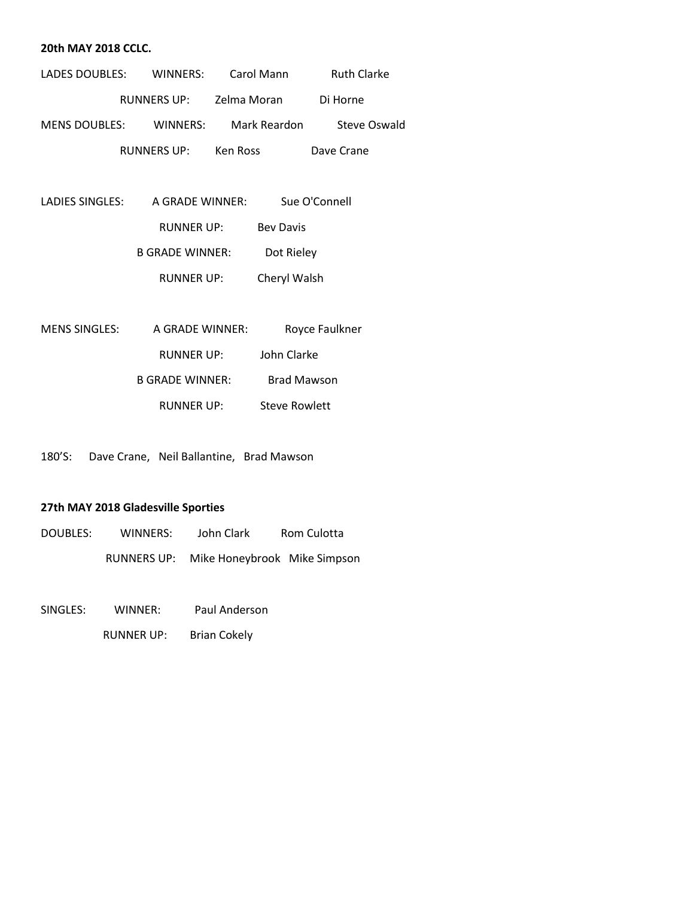**20th MAY 2018 CCLC.**

| | | | |
|---|---|---|---|
| LADES DOUBLES: | WINNERS: | Carol Mann | Ruth Clarke |
| | RUNNERS UP: | Zelma Moran | Di Horne |
| MENS DOUBLES: | WINNERS: | Mark Reardon | Steve Oswald |
| | RUNNERS UP: | Ken Ross | Dave Crane |

| | | |
|---|---|---|
| LADIES SINGLES: | A GRADE WINNER: | Sue O'Connell |
| | RUNNER UP: | Bev Davis |
| | B GRADE WINNER: | Dot Rieley |
| | RUNNER UP: | Cheryl Walsh |

| | | |
|---|---|---|
| MENS SINGLES: | A GRADE WINNER: | Royce Faulkner |
| | RUNNER UP: | John Clarke |
| | B GRADE WINNER: | Brad Mawson |
| | RUNNER UP: | Steve Rowlett |

180'S: Dave Crane, Neil Ballantine, Brad Mawson

**27th MAY 2018 Gladesville Sporties**

| | | | |
|---|---|---|---|
| DOUBLES: | WINNERS: | John Clark | Rom Culotta |
| | RUNNERS UP: | Mike Honeybrook | Mike Simpson |

| | | |
|---|---|---|
| SINGLES: | WINNER: | Paul Anderson |
| | RUNNER UP: | Brian Cokely |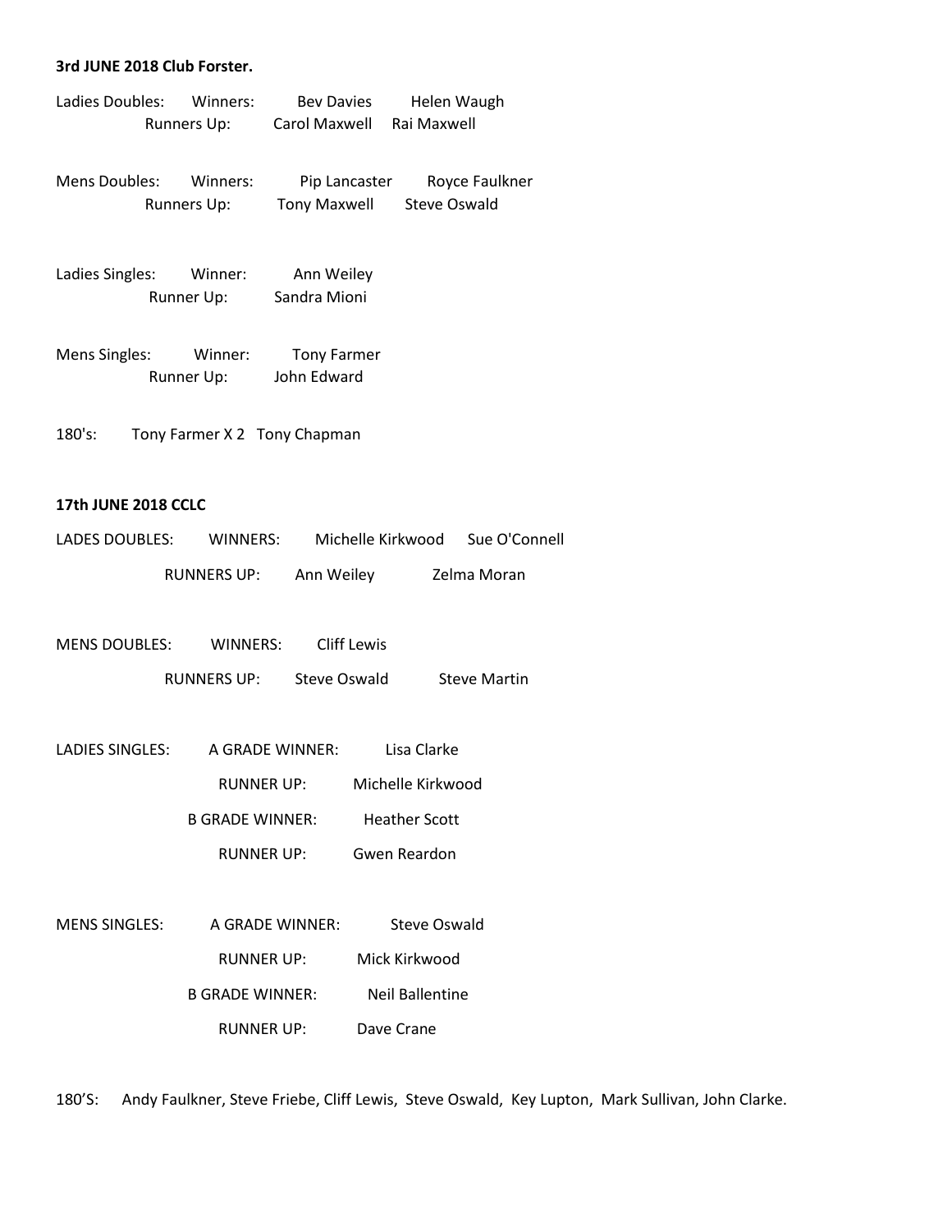**3rd JUNE 2018 Club Forster.**

Ladies Doubles: Winners: Bev Davies Helen Waugh
Runners Up: Carol Maxwell Rai Maxwell

Mens Doubles: Winners: Pip Lancaster Royce Faulkner
Runners Up: Tony Maxwell Steve Oswald

Ladies Singles: Winner: Ann Weiley
Runner Up: Sandra Mioni

Mens Singles: Winner: Tony Farmer
Runner Up: John Edward

180's: Tony Farmer X 2 Tony Chapman

**17th JUNE 2018 CCLC**

LADES DOUBLES: WINNERS: Michelle Kirkwood Sue O'Connell

RUNNERS UP: Ann Weiley Zelma Moran

MENS DOUBLES: WINNERS: Cliff Lewis

RUNNERS UP: Steve Oswald Steve Martin

LADIES SINGLES: A GRADE WINNER: Lisa Clarke

RUNNER UP: Michelle Kirkwood

B GRADE WINNER: Heather Scott

RUNNER UP: Gwen Reardon

MENS SINGLES: A GRADE WINNER: Steve Oswald

RUNNER UP: Mick Kirkwood

B GRADE WINNER: Neil Ballentine

RUNNER UP: Dave Crane

180'S: Andy Faulkner, Steve Friebe, Cliff Lewis, Steve Oswald, Key Lupton, Mark Sullivan, John Clarke.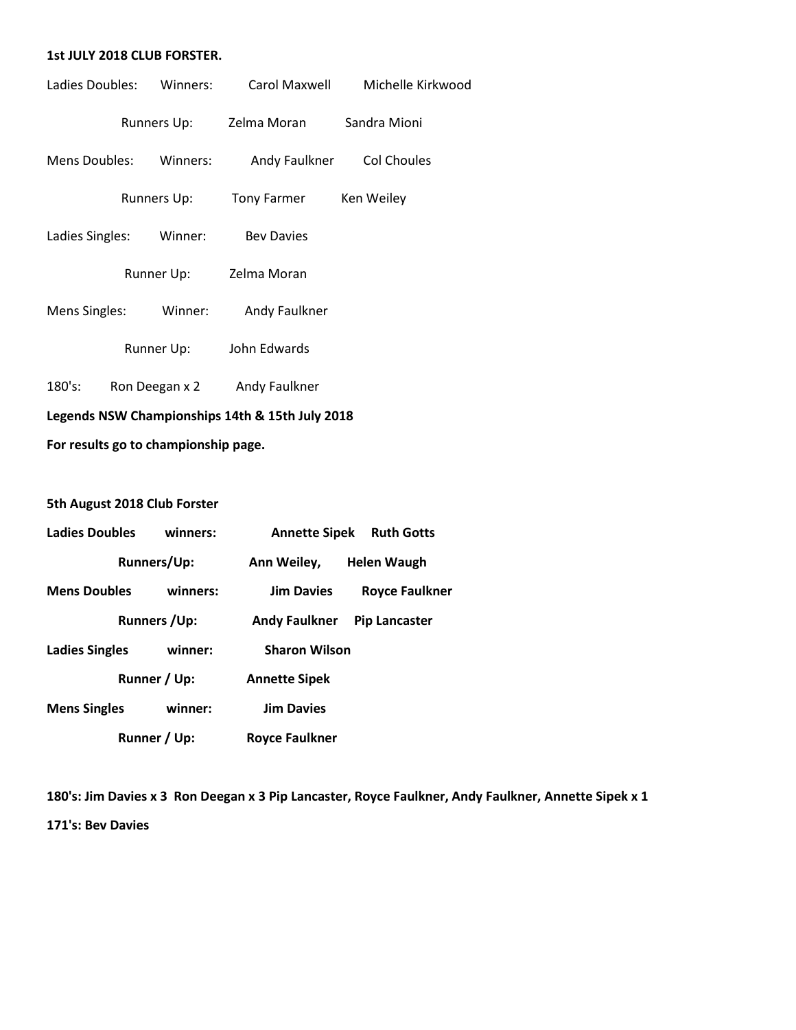**1st JULY 2018 CLUB FORSTER.**

Ladies Doubles: Winners: Carol Maxwell Michelle Kirkwood

Runners Up: Zelma Moran Sandra Mioni

Mens Doubles: Winners: Andy Faulkner Col Choules

Runners Up: Tony Farmer Ken Weiley

Ladies Singles: Winner: Bev Davies

Runner Up: Zelma Moran

Mens Singles: Winner: Andy Faulkner

Runner Up: John Edwards

180's: Ron Deegan x 2 Andy Faulkner

**Legends NSW Championships 14th & 15th July 2018**

**For results go to championship page.**

**5th August 2018 Club Forster**

**Ladies Doubles winners: Annette Sipek Ruth Gotts**

**Runners/Up: Ann Weiley, Helen Waugh**

**Mens Doubles winners: Jim Davies Royce Faulkner**

**Runners /Up: Andy Faulkner Pip Lancaster**

**Ladies Singles winner: Sharon Wilson**

**Runner / Up: Annette Sipek**

**Mens Singles winner: Jim Davies**

**Runner / Up: Royce Faulkner**

**180's: Jim Davies x 3 Ron Deegan x 3 Pip Lancaster, Royce Faulkner, Andy Faulkner, Annette Sipek x 1**

**171's: Bev Davies**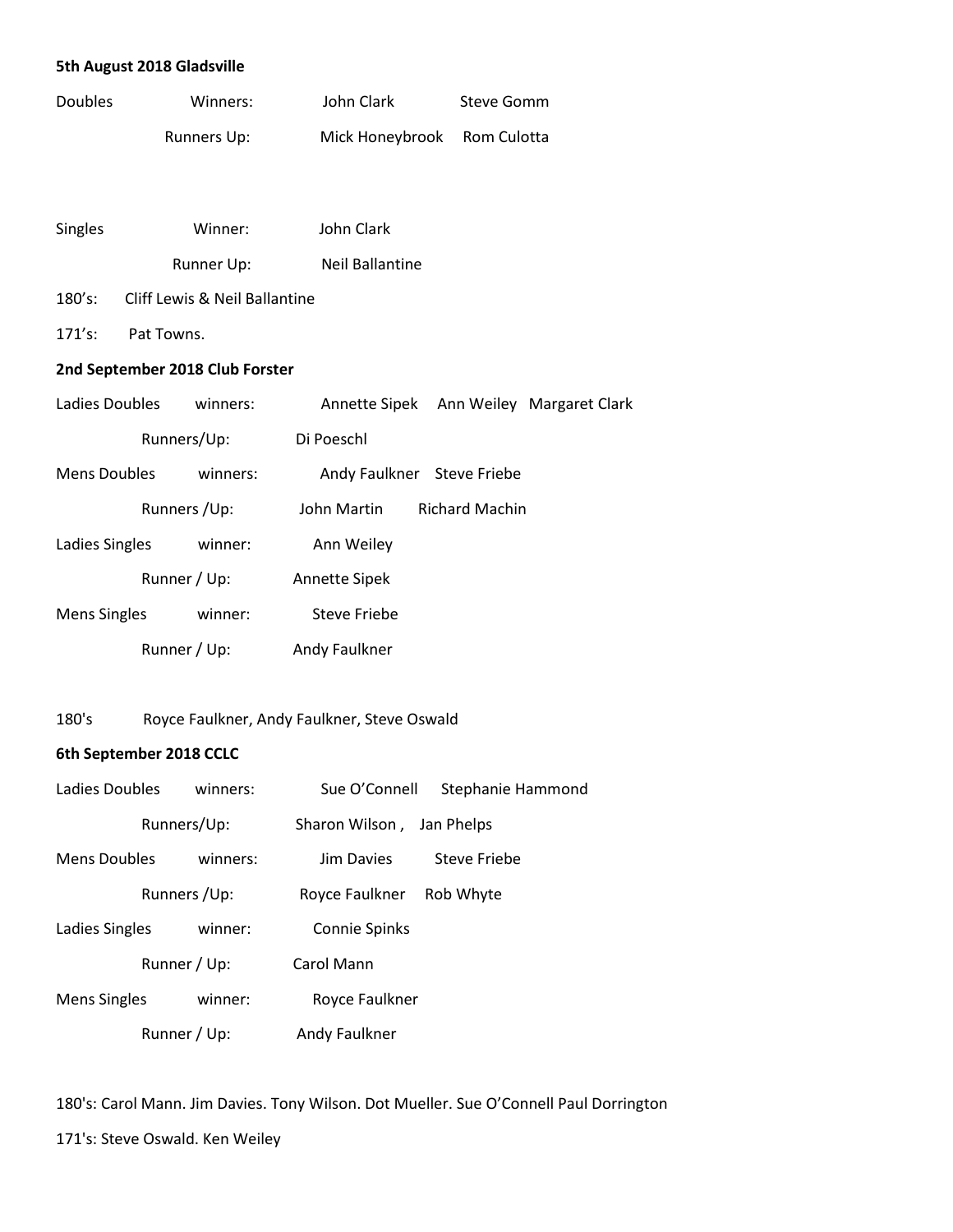**5th August 2018 Gladsville**

| | | | |
|---|---|---|---|
| Doubles | Winners: | John Clark | Steve Gomm |
| | Runners Up: | Mick Honeybrook | Rom Culotta |

| | | |
|---|---|---|
| Singles | Winner: | John Clark |
| | Runner Up: | Neil Ballantine |

180’s: Cliff Lewis & Neil Ballantine

171’s: Pat Towns.

**2nd September 2018 Club Forster**

| | | | | |
|---|---|---|---|---|
| Ladies Doubles | winners: | Annette Sipek | Ann Weiley | Margaret Clark |
| | Runners/Up: | Di Poeschl | | |
| Mens Doubles | winners: | Andy Faulkner | Steve Friebe | |
| | Runners /Up: | John Martin | Richard Machin | |
| Ladies Singles | winner: | Ann Weiley | | |
| | Runner / Up: | Annette Sipek | | |
| Mens Singles | winner: | Steve Friebe | | |
| | Runner / Up: | Andy Faulkner | | |

180's Royce Faulkner, Andy Faulkner, Steve Oswald

**6th September 2018 CCLC**

| | | | |
|---|---|---|---|
| Ladies Doubles | winners: | Sue O’Connell | Stephanie Hammond |
| | Runners/Up: | Sharon Wilson , | Jan Phelps |
| Mens Doubles | winners: | Jim Davies | Steve Friebe |
| | Runners /Up: | Royce Faulkner | Rob Whyte |
| Ladies Singles | winner: | Connie Spinks | |
| | Runner / Up: | Carol Mann | |
| Mens Singles | winner: | Royce Faulkner | |
| | Runner / Up: | Andy Faulkner | |

180's: Carol Mann. Jim Davies. Tony Wilson. Dot Mueller. Sue O’Connell Paul Dorrington

171's: Steve Oswald. Ken Weiley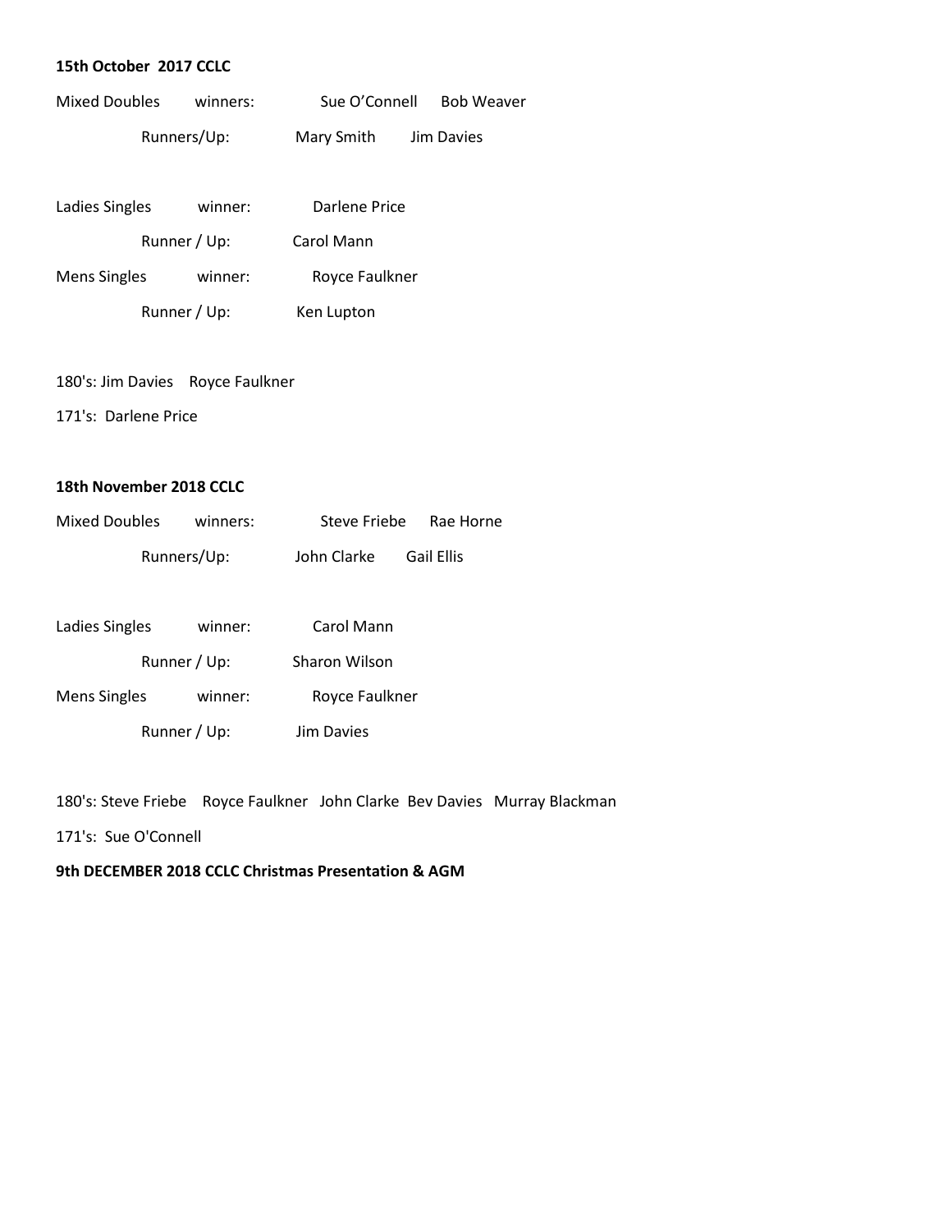**15th October 2017 CCLC**

Mixed Doubles winners: Sue O'Connell Bob Weaver

Runners/Up: Mary Smith Jim Davies

Ladies Singles winner: Darlene Price

Runner / Up: Carol Mann

Mens Singles winner: Royce Faulkner

Runner / Up: Ken Lupton

180's: Jim Davies Royce Faulkner

171's: Darlene Price

**18th November 2018 CCLC**

Mixed Doubles winners: Steve Friebe Rae Horne

Runners/Up: John Clarke Gail Ellis

Ladies Singles winner: Carol Mann

Runner / Up: Sharon Wilson

Mens Singles winner: Royce Faulkner

Runner / Up: Jim Davies

180's: Steve Friebe Royce Faulkner John Clarke Bev Davies Murray Blackman

171's: Sue O'Connell

**9th DECEMBER 2018 CCLC Christmas Presentation & AGM**